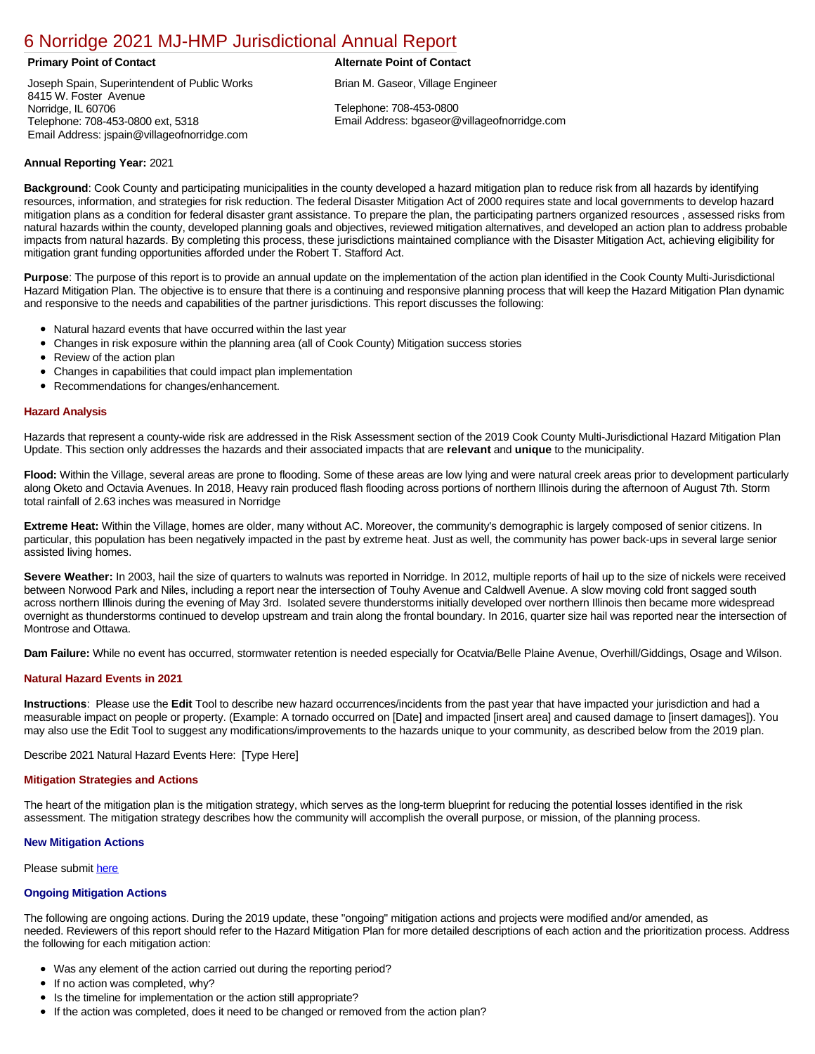# 6 Norridge 2021 MJ-HMP Jurisdictional Annual Report

**Primary Point of Contact**

Joseph Spain, Superintendent of Public Works
8415 W. Foster Avenue
Norridge, IL 60706
Telephone: 708-453-0800 ext, 5318
Email Address: jspain@villageofnorridge.com

**Alternate Point of Contact**

Brian M. Gaseor, Village Engineer

Telephone: 708-453-0800
Email Address: bgaseor@villageofnorridge.com

**Annual Reporting Year:** 2021

**Background**: Cook County and participating municipalities in the county developed a hazard mitigation plan to reduce risk from all hazards by identifying resources, information, and strategies for risk reduction. The federal Disaster Mitigation Act of 2000 requires state and local governments to develop hazard mitigation plans as a condition for federal disaster grant assistance. To prepare the plan, the participating partners organized resources , assessed risks from natural hazards within the county, developed planning goals and objectives, reviewed mitigation alternatives, and developed an action plan to address probable impacts from natural hazards. By completing this process, these jurisdictions maintained compliance with the Disaster Mitigation Act, achieving eligibility for mitigation grant funding opportunities afforded under the Robert T. Stafford Act.

**Purpose**: The purpose of this report is to provide an annual update on the implementation of the action plan identified in the Cook County Multi-Jurisdictional Hazard Mitigation Plan. The objective is to ensure that there is a continuing and responsive planning process that will keep the Hazard Mitigation Plan dynamic and responsive to the needs and capabilities of the partner jurisdictions. This report discusses the following:

- Natural hazard events that have occurred within the last year
- Changes in risk exposure within the planning area (all of Cook County) Mitigation success stories
- Review of the action plan
- Changes in capabilities that could impact plan implementation
- Recommendations for changes/enhancement.

### Hazard Analysis

Hazards that represent a county-wide risk are addressed in the Risk Assessment section of the 2019 Cook County Multi-Jurisdictional Hazard Mitigation Plan Update. This section only addresses the hazards and their associated impacts that are **relevant** and **unique** to the municipality.

**Flood:** Within the Village, several areas are prone to flooding. Some of these areas are low lying and were natural creek areas prior to development particularly along Oketo and Octavia Avenues. In 2018, Heavy rain produced flash flooding across portions of northern Illinois during the afternoon of August 7th. Storm total rainfall of 2.63 inches was measured in Norridge

**Extreme Heat:** Within the Village, homes are older, many without AC. Moreover, the community's demographic is largely composed of senior citizens. In particular, this population has been negatively impacted in the past by extreme heat. Just as well, the community has power back-ups in several large senior assisted living homes.

**Severe Weather:** In 2003, hail the size of quarters to walnuts was reported in Norridge. In 2012, multiple reports of hail up to the size of nickels were received between Norwood Park and Niles, including a report near the intersection of Touhy Avenue and Caldwell Avenue. A slow moving cold front sagged south across northern Illinois during the evening of May 3rd. Isolated severe thunderstorms initially developed over northern Illinois then became more widespread overnight as thunderstorms continued to develop upstream and train along the frontal boundary. In 2016, quarter size hail was reported near the intersection of Montrose and Ottawa.

**Dam Failure:** While no event has occurred, stormwater retention is needed especially for Ocatvia/Belle Plaine Avenue, Overhill/Giddings, Osage and Wilson.

### Natural Hazard Events in 2021

**Instructions**: Please use the **Edit** Tool to describe new hazard occurrences/incidents from the past year that have impacted your jurisdiction and had a measurable impact on people or property. (Example: A tornado occurred on [Date] and impacted [insert area] and caused damage to [insert damages]). You may also use the Edit Tool to suggest any modifications/improvements to the hazards unique to your community, as described below from the 2019 plan.

Describe 2021 Natural Hazard Events Here: [Type Here]

### Mitigation Strategies and Actions

The heart of the mitigation plan is the mitigation strategy, which serves as the long-term blueprint for reducing the potential losses identified in the risk assessment. The mitigation strategy describes how the community will accomplish the overall purpose, or mission, of the planning process.

#### New Mitigation Actions

Please submit here

#### Ongoing Mitigation Actions

The following are ongoing actions. During the 2019 update, these "ongoing" mitigation actions and projects were modified and/or amended, as needed. Reviewers of this report should refer to the Hazard Mitigation Plan for more detailed descriptions of each action and the prioritization process. Address the following for each mitigation action:

- Was any element of the action carried out during the reporting period?
- If no action was completed, why?
- Is the timeline for implementation or the action still appropriate?
- If the action was completed, does it need to be changed or removed from the action plan?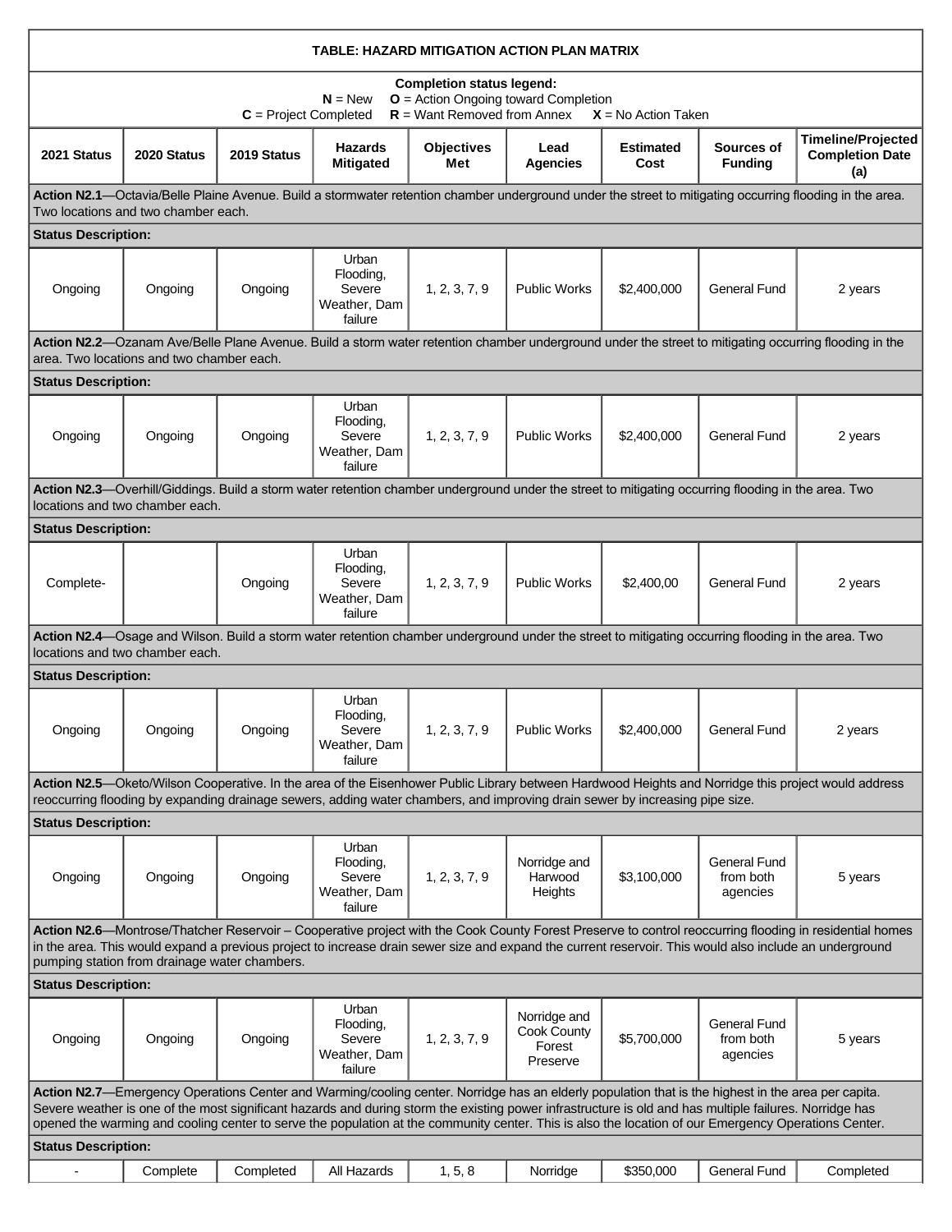**TABLE: HAZARD MITIGATION ACTION PLAN MATRIX**

**Completion status legend:**
**N** = New **O** = Action Ongoing toward Completion
**C** = Project Completed **R** = Want Removed from Annex **X** = No Action Taken

| 2021 Status | 2020 Status | 2019 Status | Hazards Mitigated | Objectives Met | Lead Agencies | Estimated Cost | Sources of Funding | Timeline/Projected Completion Date (a) |
|---|---|---|---|---|---|---|---|---|
| **Action N2.1**—Octavia/Belle Plaine Avenue. Build a stormwater retention chamber underground under the street to mitigating occurring flooding in the area. Two locations and two chamber each. | | | | | | | | |
| **Status Description:** | | | | | | | | |
| Ongoing | Ongoing | Ongoing | Urban Flooding, Severe Weather, Dam failure | 1, 2, 3, 7, 9 | Public Works | $2,400,000 | General Fund | 2 years |
| **Action N2.2**—Ozanam Ave/Belle Plane Avenue. Build a storm water retention chamber underground under the street to mitigating occurring flooding in the area. Two locations and two chamber each. | | | | | | | | |
| **Status Description:** | | | | | | | | |
| Ongoing | Ongoing | Ongoing | Urban Flooding, Severe Weather, Dam failure | 1, 2, 3, 7, 9 | Public Works | $2,400,000 | General Fund | 2 years |
| **Action N2.3**—Overhill/Giddings. Build a storm water retention chamber underground under the street to mitigating occurring flooding in the area. Two locations and two chamber each. | | | | | | | | |
| **Status Description:** | | | | | | | | |
| Complete- | | Ongoing | Urban Flooding, Severe Weather, Dam failure | 1, 2, 3, 7, 9 | Public Works | $2,400,00 | General Fund | 2 years |
| **Action N2.4**—Osage and Wilson. Build a storm water retention chamber underground under the street to mitigating occurring flooding in the area. Two locations and two chamber each. | | | | | | | | |
| **Status Description:** | | | | | | | | |
| Ongoing | Ongoing | Ongoing | Urban Flooding, Severe Weather, Dam failure | 1, 2, 3, 7, 9 | Public Works | $2,400,000 | General Fund | 2 years |
| **Action N2.5**—Oketo/Wilson Cooperative. In the area of the Eisenhower Public Library between Hardwood Heights and Norridge this project would address reoccurring flooding by expanding drainage sewers, adding water chambers, and improving drain sewer by increasing pipe size. | | | | | | | | |
| **Status Description:** | | | | | | | | |
| Ongoing | Ongoing | Ongoing | Urban Flooding, Severe Weather, Dam failure | 1, 2, 3, 7, 9 | Norridge and Harwood Heights | $3,100,000 | General Fund from both agencies | 5 years |
| **Action N2.6**—Montrose/Thatcher Reservoir – Cooperative project with the Cook County Forest Preserve to control reoccurring flooding in residential homes in the area. This would expand a previous project to increase drain sewer size and expand the current reservoir. This would also include an underground pumping station from drainage water chambers. | | | | | | | | |
| **Status Description:** | | | | | | | | |
| Ongoing | Ongoing | Ongoing | Urban Flooding, Severe Weather, Dam failure | 1, 2, 3, 7, 9 | Norridge and Cook County Forest Preserve | $5,700,000 | General Fund from both agencies | 5 years |
| **Action N2.7**—Emergency Operations Center and Warming/cooling center. Norridge has an elderly population that is the highest in the area per capita. Severe weather is one of the most significant hazards and during storm the existing power infrastructure is old and has multiple failures. Norridge has opened the warming and cooling center to serve the population at the community center. This is also the location of our Emergency Operations Center. | | | | | | | | |
| **Status Description:** | | | | | | | | |
| - | Complete | Completed | All Hazards | 1, 5, 8 | Norridge | $350,000 | General Fund | Completed |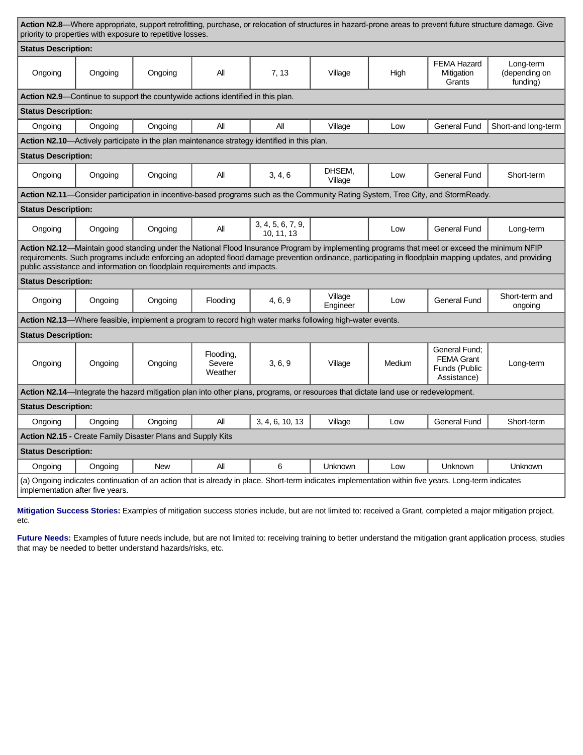| | | | | | | | | |
|---|---|---|---|---|---|---|---|---|
| **Action N2.8**—Where appropriate, support retrofitting, purchase, or relocation of structures in hazard-prone areas to prevent future structure damage. Give priority to properties with exposure to repetitive losses. | | | | | | | | |
| **Status Description:** | | | | | | | | |
| Ongoing | Ongoing | Ongoing | All | 7, 13 | Village | High | FEMA Hazard Mitigation Grants | Long-term (depending on funding) |
| **Action N2.9**—Continue to support the countywide actions identified in this plan. | | | | | | | | |
| **Status Description:** | | | | | | | | |
| Ongoing | Ongoing | Ongoing | All | All | Village | Low | General Fund | Short-and long-term |
| **Action N2.10**—Actively participate in the plan maintenance strategy identified in this plan. | | | | | | | | |
| **Status Description:** | | | | | | | | |
| Ongoing | Ongoing | Ongoing | All | 3, 4, 6 | DHSEM, Village | Low | General Fund | Short-term |
| **Action N2.11**—Consider participation in incentive-based programs such as the Community Rating System, Tree City, and StormReady. | | | | | | | | |
| **Status Description:** | | | | | | | | |
| Ongoing | Ongoing | Ongoing | All | 3, 4, 5, 6, 7, 9, 10, 11, 13 | | Low | General Fund | Long-term |
| **Action N2.12**—Maintain good standing under the National Flood Insurance Program by implementing programs that meet or exceed the minimum NFIP requirements. Such programs include enforcing an adopted flood damage prevention ordinance, participating in floodplain mapping updates, and providing public assistance and information on floodplain requirements and impacts. | | | | | | | | |
| **Status Description:** | | | | | | | | |
| Ongoing | Ongoing | Ongoing | Flooding | 4, 6, 9 | Village Engineer | Low | General Fund | Short-term and ongoing |
| **Action N2.13**—Where feasible, implement a program to record high water marks following high-water events. | | | | | | | | |
| **Status Description:** | | | | | | | | |
| Ongoing | Ongoing | Ongoing | Flooding, Severe Weather | 3, 6, 9 | Village | Medium | General Fund; FEMA Grant Funds (Public Assistance) | Long-term |
| **Action N2.14**—Integrate the hazard mitigation plan into other plans, programs, or resources that dictate land use or redevelopment. | | | | | | | | |
| **Status Description:** | | | | | | | | |
| Ongoing | Ongoing | Ongoing | All | 3, 4, 6, 10, 13 | Village | Low | General Fund | Short-term |
| **Action N2.15 -** Create Family Disaster Plans and Supply Kits | | | | | | | | |
| **Status Description:** | | | | | | | | |
| Ongoing | Ongoing | New | All | 6 | Unknown | Low | Unknown | Unknown |
| (a) Ongoing indicates continuation of an action that is already in place. Short-term indicates implementation within five years. Long-term indicates implementation after five years. | | | | | | | | |

**Mitigation Success Stories:** Examples of mitigation success stories include, but are not limited to: received a Grant, completed a major mitigation project, etc.

**Future Needs:** Examples of future needs include, but are not limited to: receiving training to better understand the mitigation grant application process, studies that may be needed to better understand hazards/risks, etc.